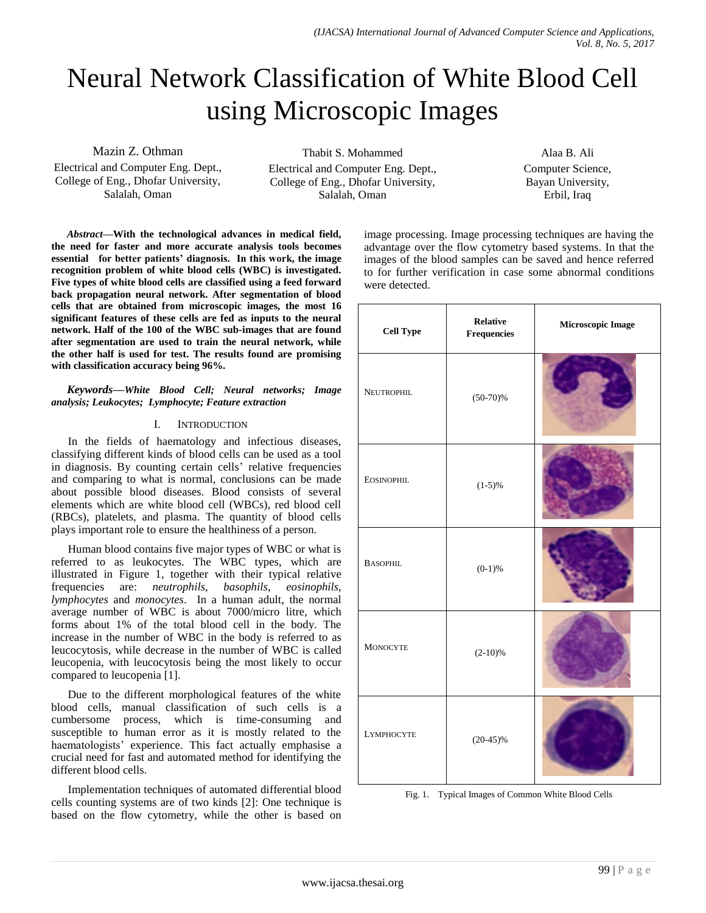# Neural Network Classification of White Blood Cell using Microscopic Images

Mazin Z. Othman
Electrical and Computer Eng. Dept., College of Eng., Dhofar University, Salalah, Oman

Thabit S. Mohammed
Electrical and Computer Eng. Dept., College of Eng., Dhofar University, Salalah, Oman

Alaa B. Ali
Computer Science, Bayan University, Erbil, Iraq

***Abstract*—With the technological advances in medical field, the need for faster and more accurate analysis tools becomes essential for better patients' diagnosis. In this work, the image recognition problem of white blood cells (WBC) is investigated. Five types of white blood cells are classified using a feed forward back propagation neural network. After segmentation of blood cells that are obtained from microscopic images, the most 16 significant features of these cells are fed as inputs to the neural network. Half of the 100 of the WBC sub-images that are found after segmentation are used to train the neural network, while the other half is used for test. The results found are promising with classification accuracy being 96%.**

***Keywords*—*White Blood Cell; Neural networks; Image analysis; Leukocytes; Lymphocyte; Feature extraction***

## I. Introduction

In the fields of haematology and infectious diseases, classifying different kinds of blood cells can be used as a tool in diagnosis. By counting certain cells' relative frequencies and comparing to what is normal, conclusions can be made about possible blood diseases. Blood consists of several elements which are white blood cell (WBCs), red blood cell (RBCs), platelets, and plasma. The quantity of blood cells plays important role to ensure the healthiness of a person.

Human blood contains five major types of WBC or what is referred to as leukocytes. The WBC types, which are illustrated in Figure 1, together with their typical relative frequencies are: *neutrophils*, *basophils*, *eosinophils*, *lymphocytes* and *monocytes*. In a human adult, the normal average number of WBC is about 7000/micro litre, which forms about 1% of the total blood cell in the body. The increase in the number of WBC in the body is referred to as leucocytosis, while decrease in the number of WBC is called leucopenia, with leucocytosis being the most likely to occur compared to leucopenia [1].

Due to the different morphological features of the white blood cells, manual classification of such cells is a cumbersome process, which is time-consuming and susceptible to human error as it is mostly related to the haematologists' experience. This fact actually emphasise a crucial need for fast and automated method for identifying the different blood cells.

Implementation techniques of automated differential blood cells counting systems are of two kinds [2]: One technique is based on the flow cytometry, while the other is based on image processing. Image processing techniques are having the advantage over the flow cytometry based systems. In that the images of the blood samples can be saved and hence referred to for further verification in case some abnormal conditions were detected.

| Cell Type | Relative Frequencies | Microscopic Image |
|---|---|---|
| Neutrophil | (50-70)% | |
| Eosinophil | (1-5)% | |
| Basophil | (0-1)% | |
| Monocyte | (2-10)% | |
| Lymphocyte | (20-45)% | |

Fig. 1. Typical Images of Common White Blood Cells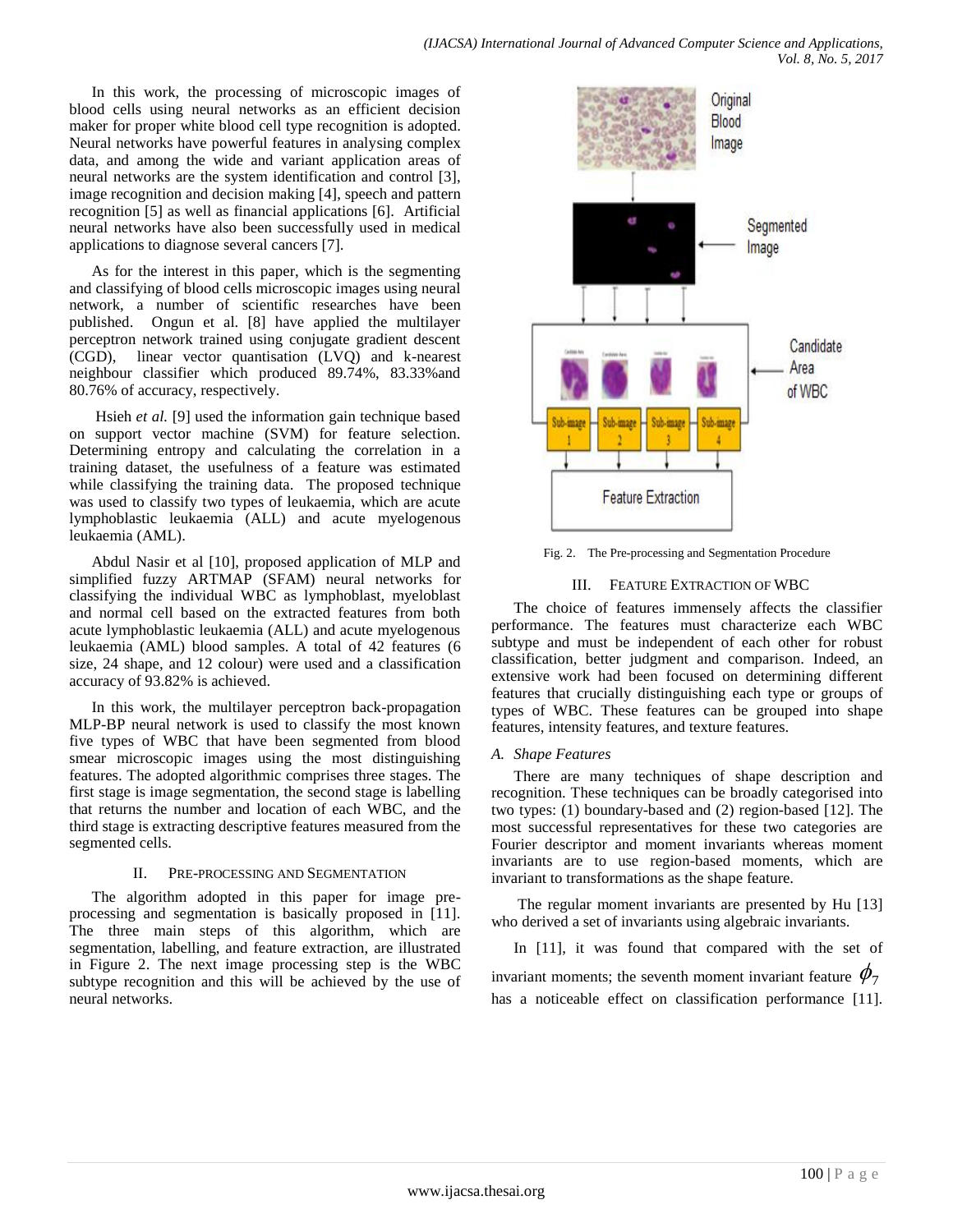In this work, the processing of microscopic images of blood cells using neural networks as an efficient decision maker for proper white blood cell type recognition is adopted. Neural networks have powerful features in analysing complex data, and among the wide and variant application areas of neural networks are the system identification and control [3], image recognition and decision making [4], speech and pattern recognition [5] as well as financial applications [6]. Artificial neural networks have also been successfully used in medical applications to diagnose several cancers [7].

As for the interest in this paper, which is the segmenting and classifying of blood cells microscopic images using neural network, a number of scientific researches have been published. Ongun et al. [8] have applied the multilayer perceptron network trained using conjugate gradient descent (CGD), linear vector quantisation (LVQ) and k-nearest neighbour classifier which produced 89.74%, 83.33%and 80.76% of accuracy, respectively.

Hsieh *et al.* [9] used the information gain technique based on support vector machine (SVM) for feature selection. Determining entropy and calculating the correlation in a training dataset, the usefulness of a feature was estimated while classifying the training data. The proposed technique was used to classify two types of leukaemia, which are acute lymphoblastic leukaemia (ALL) and acute myelogenous leukaemia (AML).

Abdul Nasir et al [10], proposed application of MLP and simplified fuzzy ARTMAP (SFAM) neural networks for classifying the individual WBC as lymphoblast, myeloblast and normal cell based on the extracted features from both acute lymphoblastic leukaemia (ALL) and acute myelogenous leukaemia (AML) blood samples. A total of 42 features (6 size, 24 shape, and 12 colour) were used and a classification accuracy of 93.82% is achieved.

In this work, the multilayer perceptron back-propagation MLP-BP neural network is used to classify the most known five types of WBC that have been segmented from blood smear microscopic images using the most distinguishing features. The adopted algorithmic comprises three stages. The first stage is image segmentation, the second stage is labelling that returns the number and location of each WBC, and the third stage is extracting descriptive features measured from the segmented cells.

## II. Pre-processing and Segmentation

The algorithm adopted in this paper for image pre-processing and segmentation is basically proposed in [11]. The three main steps of this algorithm, which are segmentation, labelling, and feature extraction, are illustrated in Figure 2. The next image processing step is the WBC subtype recognition and this will be achieved by the use of neural networks.

Fig. 2. The Pre-processing and Segmentation Procedure

## III. Feature Extraction of WBC

The choice of features immensely affects the classifier performance. The features must characterize each WBC subtype and must be independent of each other for robust classification, better judgment and comparison. Indeed, an extensive work had been focused on determining different features that crucially distinguishing each type or groups of types of WBC. These features can be grouped into shape features, intensity features, and texture features.

### A. Shape Features

There are many techniques of shape description and recognition. These techniques can be broadly categorised into two types: (1) boundary-based and (2) region-based [12]. The most successful representatives for these two categories are Fourier descriptor and moment invariants whereas moment invariants are to use region-based moments, which are invariant to transformations as the shape feature.

The regular moment invariants are presented by Hu [13] who derived a set of invariants using algebraic invariants.

In [11], it was found that compared with the set of invariant moments; the seventh moment invariant feature $\phi_7$ has a noticeable effect on classification performance [11].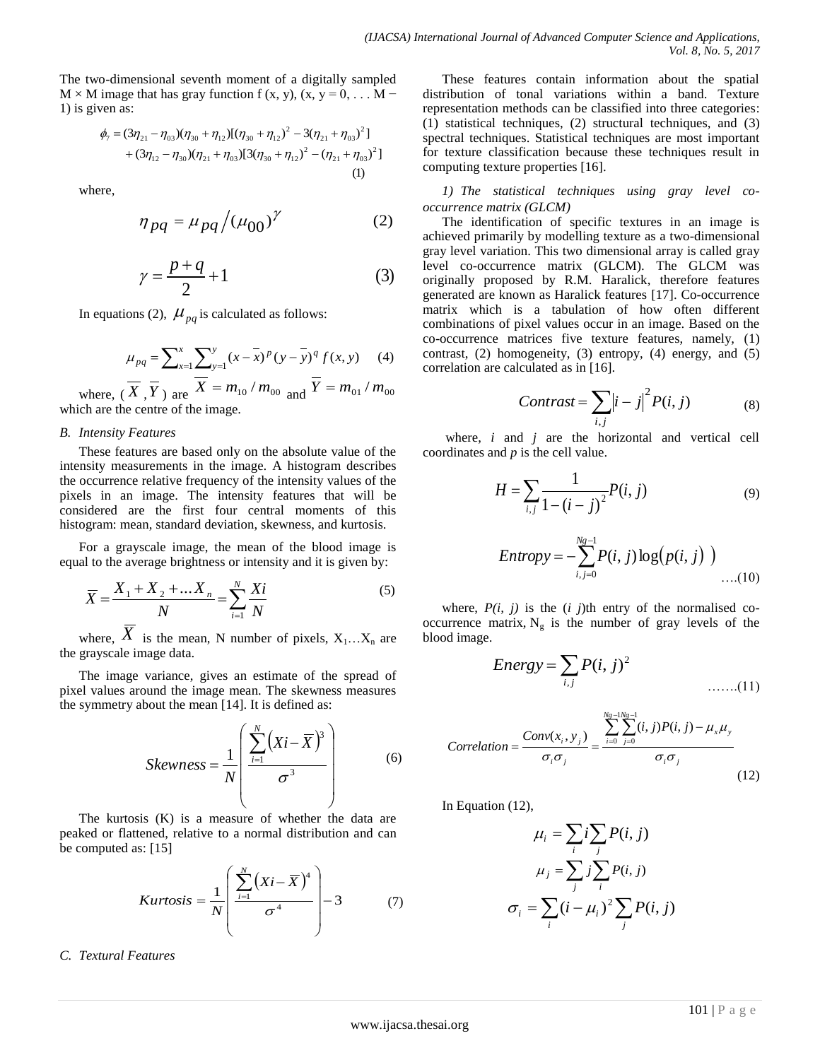The two-dimensional seventh moment of a digitally sampled M × M image that has gray function f (x, y), (x, y = 0, . . . M − 1) is given as:

$$\phi_7 = (3\eta_{21} - \eta_{03})(\eta_{30} + \eta_{12})[(\eta_{30} + \eta_{12})^2 - 3(\eta_{21} + \eta_{03})^2] + (3\eta_{12} - \eta_{30})(\eta_{21} + \eta_{03})[3(\eta_{30} + \eta_{12})^2 - (\eta_{21} + \eta_{03})^2] \quad (1)$$

where,

$$\eta_{pq} = \mu_{pq} \big/ (\mu_{00})^{\gamma} \quad (2)$$

$$\gamma = \frac{p+q}{2} + 1 \quad (3)$$

In equations (2), $\mu_{pq}$ is calculated as follows:

$$\mu_{pq} = \sum_{x=1}^{x} \sum_{y=1}^{y} (x - \overline{x})^p (y - \overline{y})^q f(x, y) \quad (4)$$

where, ( $\overline{X}$ , $\overline{Y}$ ) are $\overline{X} = m_{10} / m_{00}$ and $\overline{Y} = m_{01} / m_{00}$ which are the centre of the image.

### B. Intensity Features

These features are based only on the absolute value of the intensity measurements in the image. A histogram describes the occurrence relative frequency of the intensity values of the pixels in an image. The intensity features that will be considered are the first four central moments of this histogram: mean, standard deviation, skewness, and kurtosis.

For a grayscale image, the mean of the blood image is equal to the average brightness or intensity and it is given by:

$$\overline{X} = \frac{X_1 + X_2 + \ldots X_n}{N} = \sum_{i=1}^{N} \frac{Xi}{N} \quad (5)$$

where, $\overline{X}$ is the mean, N number of pixels, $X_1 \ldots X_n$ are the grayscale image data.

The image variance, gives an estimate of the spread of pixel values around the image mean. The skewness measures the symmetry about the mean [14]. It is defined as:

$$Skewness = \frac{1}{N} \left( \frac{\sum_{i=1}^{N} \left( Xi - \overline{X} \right)^3}{\sigma^3} \right) \quad (6)$$

The kurtosis (K) is a measure of whether the data are peaked or flattened, relative to a normal distribution and can be computed as: [15]

$$Kurtosis = \frac{1}{N} \left( \frac{\sum_{i=1}^{N} \left( Xi - \overline{X} \right)^4}{\sigma^4} \right) - 3 \quad (7)$$

### C. Textural Features

These features contain information about the spatial distribution of tonal variations within a band. Texture representation methods can be classified into three categories: (1) statistical techniques, (2) structural techniques, and (3) spectral techniques. Statistical techniques are most important for texture classification because these techniques result in computing texture properties [16].

*1) The statistical techniques using gray level co-occurrence matrix (GLCM)*

The identification of specific textures in an image is achieved primarily by modelling texture as a two-dimensional gray level variation. This two dimensional array is called gray level co-occurrence matrix (GLCM). The GLCM was originally proposed by R.M. Haralick, therefore features generated are known as Haralick features [17]. Co-occurrence matrix which is a tabulation of how often different combinations of pixel values occur in an image. Based on the co-occurrence matrices five texture features, namely, (1) contrast, (2) homogeneity, (3) entropy, (4) energy, and (5) correlation are calculated as in [16].

$$Contrast = \sum_{i,j} \left| i - j \right|^2 P(i, j) \quad (8)$$

where, *i* and *j* are the horizontal and vertical cell coordinates and *p* is the cell value.

$$H = \sum_{i,j} \frac{1}{1 - (i - j)^2} P(i, j) \quad (9)$$

$$Entropy = -\sum_{i,j=0}^{Ng-1} P(i, j) \log\left( p(i, j) \right) \quad \ldots(10)$$

where, *P(i, j)* is the (*i j*)th entry of the normalised co-occurrence matrix, $N_g$ is the number of gray levels of the blood image.

$$Energy = \sum_{i,j} P(i, j)^2 \quad \ldots\ldots(11)$$

$$Correlation = \frac{Conv(x_i, y_j)}{\sigma_i \sigma_j} = \frac{\sum_{i=0}^{Ng-1} \sum_{j=0}^{Ng-1} (i, j) P(i, j) - \mu_x \mu_y}{\sigma_i \sigma_j} \quad (12)$$

In Equation (12),

$$\mu_i = \sum_i i \sum_j P(i, j)$$

$$\mu_j = \sum_j j \sum_i P(i, j)$$

$$\sigma_i = \sum_i (i - \mu_i)^2 \sum_j P(i, j)$$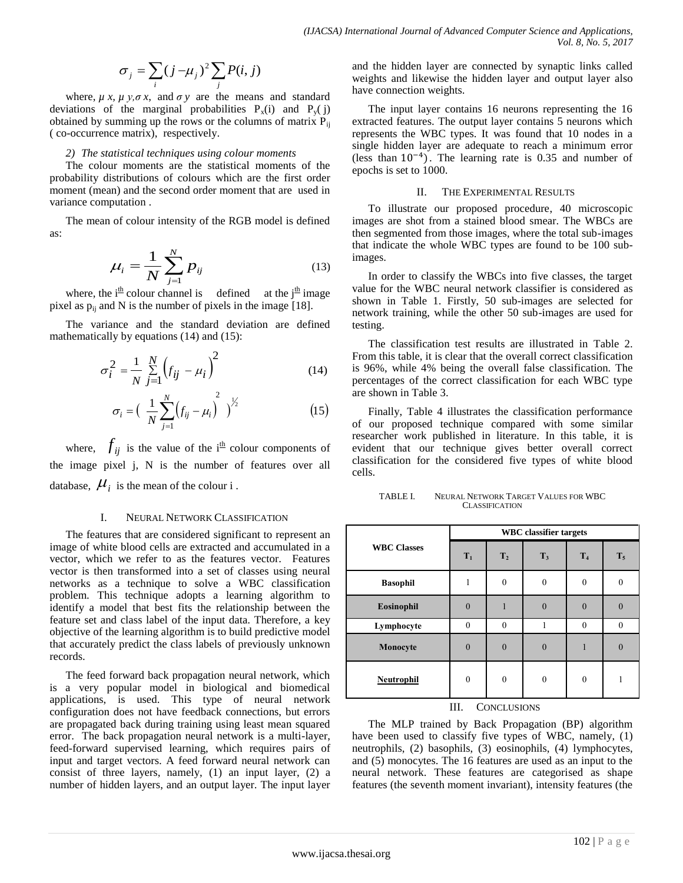$$\sigma_j = \sum_i (j - \mu_j)^2 \sum_j P(i, j)$$

where, $\mu x$, $\mu y$, $\sigma x$, and $\sigma y$ are the means and standard deviations of the marginal probabilities $P_x(i)$ and $P_y(j)$ obtained by summing up the rows or the columns of matrix $P_{ij}$ ( co-occurrence matrix), respectively.

*2) The statistical techniques using colour moments*

The colour moments are the statistical moments of the probability distributions of colours which are the first order moment (mean) and the second order moment that are used in variance computation .

The mean of colour intensity of the RGB model is defined as:

$$\mu_i = \frac{1}{N} \sum_{j=1}^{N} p_{ij} \tag{13}$$

where, the $i^{th}$ colour channel is defined at the $j^{th}$ image pixel as $p_{ij}$ and N is the number of pixels in the image [18].

The variance and the standard deviation are defined mathematically by equations (14) and (15):

$$\sigma_i^2 = \frac{1}{N} \sum_{j=1}^{N} \left(f_{ij} - \mu_i\right)^2 \tag{14}$$

$$\sigma_i = \left( \frac{1}{N} \sum_{j=1}^{N} \left(f_{ij} - \mu_i\right)^2 \right)^{\frac{1}{2}} \tag{15}$$

where, $f_{ij}$ is the value of the $i^{th}$ colour components of the image pixel j, N is the number of features over all database, $\mu_i$ is the mean of the colour i .

## I. Neural Network Classification

The features that are considered significant to represent an image of white blood cells are extracted and accumulated in a vector, which we refer to as the features vector. Features vector is then transformed into a set of classes using neural networks as a technique to solve a WBC classification problem. This technique adopts a learning algorithm to identify a model that best fits the relationship between the feature set and class label of the input data. Therefore, a key objective of the learning algorithm is to build predictive model that accurately predict the class labels of previously unknown records.

The feed forward back propagation neural network, which is a very popular model in biological and biomedical applications, is used. This type of neural network configuration does not have feedback connections, but errors are propagated back during training using least mean squared error. The back propagation neural network is a multi-layer, feed-forward supervised learning, which requires pairs of input and target vectors. A feed forward neural network can consist of three layers, namely, (1) an input layer, (2) a number of hidden layers, and an output layer. The input layer and the hidden layer are connected by synaptic links called weights and likewise the hidden layer and output layer also have connection weights.

The input layer contains 16 neurons representing the 16 extracted features. The output layer contains 5 neurons which represents the WBC types. It was found that 10 nodes in a single hidden layer are adequate to reach a minimum error (less than $10^{-4}$). The learning rate is 0.35 and number of epochs is set to 1000.

## II. The Experimental Results

To illustrate our proposed procedure, 40 microscopic images are shot from a stained blood smear. The WBCs are then segmented from those images, where the total sub-images that indicate the whole WBC types are found to be 100 sub-images.

In order to classify the WBCs into five classes, the target value for the WBC neural network classifier is considered as shown in Table 1. Firstly, 50 sub-images are selected for network training, while the other 50 sub-images are used for testing.

The classification test results are illustrated in Table 2. From this table, it is clear that the overall correct classification is 96%, while 4% being the overall false classification. The percentages of the correct classification for each WBC type are shown in Table 3.

Finally, Table 4 illustrates the classification performance of our proposed technique compared with some similar researcher work published in literature. In this table, it is evident that our technique gives better overall correct classification for the considered five types of white blood cells.

TABLE I. Neural Network Target Values for WBC Classification

| WBC Classes | WBC classifier targets | | | | |
|---|---|---|---|---|---|
| | $T_1$ | $T_2$ | $T_3$ | $T_4$ | $T_5$ |
| **Basophil** | 1 | 0 | 0 | 0 | 0 |
| **Eosinophil** | 0 | 1 | 0 | 0 | 0 |
| **Lymphocyte** | 0 | 0 | 1 | 0 | 0 |
| **Monocyte** | 0 | 0 | 0 | 1 | 0 |
| **Neutrophil** | 0 | 0 | 0 | 0 | 1 |

## III. Conclusions

The MLP trained by Back Propagation (BP) algorithm have been used to classify five types of WBC, namely, (1) neutrophils, (2) basophils, (3) eosinophils, (4) lymphocytes, and (5) monocytes. The 16 features are used as an input to the neural network. These features are categorised as shape features (the seventh moment invariant), intensity features (the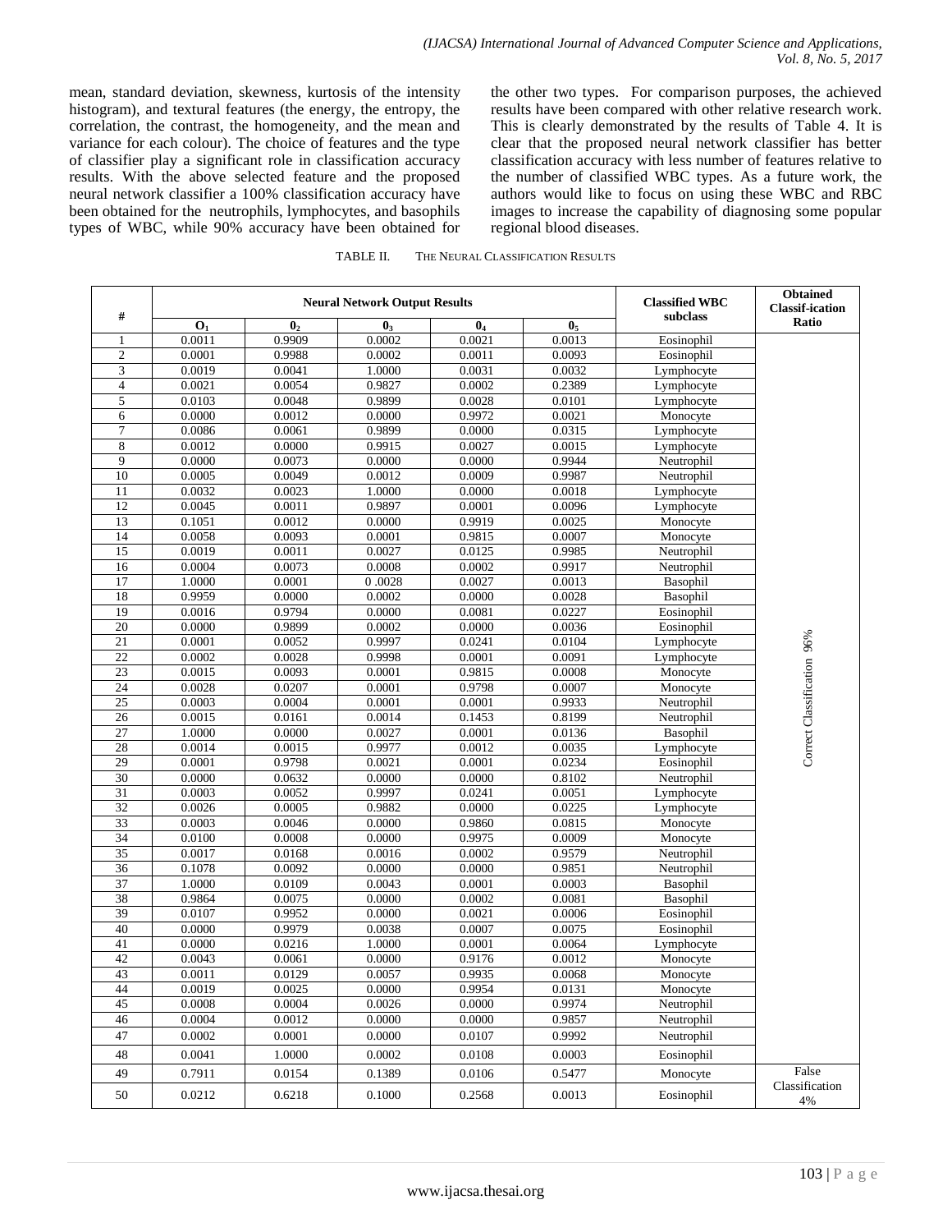mean, standard deviation, skewness, kurtosis of the intensity histogram), and textural features (the energy, the entropy, the correlation, the contrast, the homogeneity, and the mean and variance for each colour). The choice of features and the type of classifier play a significant role in classification accuracy results. With the above selected feature and the proposed neural network classifier a 100% classification accuracy have been obtained for the neutrophils, lymphocytes, and basophils types of WBC, while 90% accuracy have been obtained for the other two types. For comparison purposes, the achieved results have been compared with other relative research work. This is clearly demonstrated by the results of Table 4. It is clear that the proposed neural network classifier has better classification accuracy with less number of features relative to the number of classified WBC types. As a future work, the authors would like to focus on using these WBC and RBC images to increase the capability of diagnosing some popular regional blood diseases.

TABLE II. THE NEURAL CLASSIFICATION RESULTS

| # | Neural Network Output Results | | | | | Classified WBC subclass | Obtained Classif-ication Ratio |
|---|---|---|---|---|---|---|---|
| | $O_1$ | $0_2$ | $0_3$ | $0_4$ | $0_5$ | | |
| 1 | 0.0011 | 0.9909 | 0.0002 | 0.0021 | 0.0013 | Eosinophil | Correct Classification 96% |
| 2 | 0.0001 | 0.9988 | 0.0002 | 0.0011 | 0.0093 | Eosinophil | |
| 3 | 0.0019 | 0.0041 | 1.0000 | 0.0031 | 0.0032 | Lymphocyte | |
| 4 | 0.0021 | 0.0054 | 0.9827 | 0.0002 | 0.2389 | Lymphocyte | |
| 5 | 0.0103 | 0.0048 | 0.9899 | 0.0028 | 0.0101 | Lymphocyte | |
| 6 | 0.0000 | 0.0012 | 0.0000 | 0.9972 | 0.0021 | Monocyte | |
| 7 | 0.0086 | 0.0061 | 0.9899 | 0.0000 | 0.0315 | Lymphocyte | |
| 8 | 0.0012 | 0.0000 | 0.9915 | 0.0027 | 0.0015 | Lymphocyte | |
| 9 | 0.0000 | 0.0073 | 0.0000 | 0.0000 | 0.9944 | Neutrophil | |
| 10 | 0.0005 | 0.0049 | 0.0012 | 0.0009 | 0.9987 | Neutrophil | |
| 11 | 0.0032 | 0.0023 | 1.0000 | 0.0000 | 0.0018 | Lymphocyte | |
| 12 | 0.0045 | 0.0011 | 0.9897 | 0.0001 | 0.0096 | Lymphocyte | |
| 13 | 0.1051 | 0.0012 | 0.0000 | 0.9919 | 0.0025 | Monocyte | |
| 14 | 0.0058 | 0.0093 | 0.0001 | 0.9815 | 0.0007 | Monocyte | |
| 15 | 0.0019 | 0.0011 | 0.0027 | 0.0125 | 0.9985 | Neutrophil | |
| 16 | 0.0004 | 0.0073 | 0.0008 | 0.0002 | 0.9917 | Neutrophil | |
| 17 | 1.0000 | 0.0001 | 0 .0028 | 0.0027 | 0.0013 | Basophil | |
| 18 | 0.9959 | 0.0000 | 0.0002 | 0.0000 | 0.0028 | Basophil | |
| 19 | 0.0016 | 0.9794 | 0.0000 | 0.0081 | 0.0227 | Eosinophil | |
| 20 | 0.0000 | 0.9899 | 0.0002 | 0.0000 | 0.0036 | Eosinophil | |
| 21 | 0.0001 | 0.0052 | 0.9997 | 0.0241 | 0.0104 | Lymphocyte | |
| 22 | 0.0002 | 0.0028 | 0.9998 | 0.0001 | 0.0091 | Lymphocyte | |
| 23 | 0.0015 | 0.0093 | 0.0001 | 0.9815 | 0.0008 | Monocyte | |
| 24 | 0.0028 | 0.0207 | 0.0001 | 0.9798 | 0.0007 | Monocyte | |
| 25 | 0.0003 | 0.0004 | 0.0001 | 0.0001 | 0.9933 | Neutrophil | |
| 26 | 0.0015 | 0.0161 | 0.0014 | 0.1453 | 0.8199 | Neutrophil | |
| 27 | 1.0000 | 0.0000 | 0.0027 | 0.0001 | 0.0136 | Basophil | |
| 28 | 0.0014 | 0.0015 | 0.9977 | 0.0012 | 0.0035 | Lymphocyte | |
| 29 | 0.0001 | 0.9798 | 0.0021 | 0.0001 | 0.0234 | Eosinophil | |
| 30 | 0.0000 | 0.0632 | 0.0000 | 0.0000 | 0.8102 | Neutrophil | |
| 31 | 0.0003 | 0.0052 | 0.9997 | 0.0241 | 0.0051 | Lymphocyte | |
| 32 | 0.0026 | 0.0005 | 0.9882 | 0.0000 | 0.0225 | Lymphocyte | |
| 33 | 0.0003 | 0.0046 | 0.0000 | 0.9860 | 0.0815 | Monocyte | |
| 34 | 0.0100 | 0.0008 | 0.0000 | 0.9975 | 0.0009 | Monocyte | |
| 35 | 0.0017 | 0.0168 | 0.0016 | 0.0002 | 0.9579 | Neutrophil | |
| 36 | 0.1078 | 0.0092 | 0.0000 | 0.0000 | 0.9851 | Neutrophil | |
| 37 | 1.0000 | 0.0109 | 0.0043 | 0.0001 | 0.0003 | Basophil | |
| 38 | 0.9864 | 0.0075 | 0.0000 | 0.0002 | 0.0081 | Basophil | |
| 39 | 0.0107 | 0.9952 | 0.0000 | 0.0021 | 0.0006 | Eosinophil | |
| 40 | 0.0000 | 0.9979 | 0.0038 | 0.0007 | 0.0075 | Eosinophil | |
| 41 | 0.0000 | 0.0216 | 1.0000 | 0.0001 | 0.0064 | Lymphocyte | |
| 42 | 0.0043 | 0.0061 | 0.0000 | 0.9176 | 0.0012 | Monocyte | |
| 43 | 0.0011 | 0.0129 | 0.0057 | 0.9935 | 0.0068 | Monocyte | |
| 44 | 0.0019 | 0.0025 | 0.0000 | 0.9954 | 0.0131 | Monocyte | |
| 45 | 0.0008 | 0.0004 | 0.0026 | 0.0000 | 0.9974 | Neutrophil | |
| 46 | 0.0004 | 0.0012 | 0.0000 | 0.0000 | 0.9857 | Neutrophil | |
| 47 | 0.0002 | 0.0001 | 0.0000 | 0.0107 | 0.9992 | Neutrophil | |
| 48 | 0.0041 | 1.0000 | 0.0002 | 0.0108 | 0.0003 | Eosinophil | |
| 49 | 0.7911 | 0.0154 | 0.1389 | 0.0106 | 0.5477 | Monocyte | False Classification 4% |
| 50 | 0.0212 | 0.6218 | 0.1000 | 0.2568 | 0.0013 | Eosinophil | |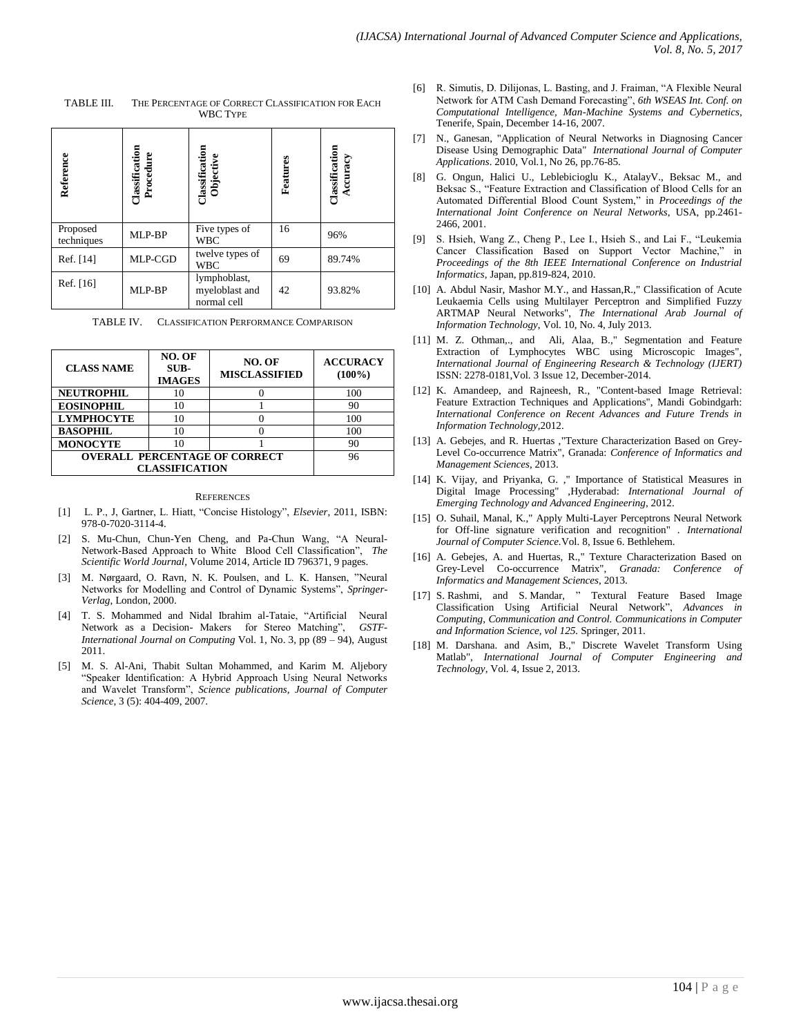TABLE III. THE PERCENTAGE OF CORRECT CLASSIFICATION FOR EACH WBC TYPE

| Reference | Classification Procedure | Classification Objective | Features | Classification Accuracy |
|---|---|---|---|---|
| Proposed techniques | MLP-BP | Five types of WBC | 16 | 96% |
| Ref. [14] | MLP-CGD | twelve types of WBC | 69 | 89.74% |
| Ref. [16] | MLP-BP | lymphoblast, myeloblast and normal cell | 42 | 93.82% |

TABLE IV. CLASSIFICATION PERFORMANCE COMPARISON

| CLASS NAME | NO. OF SUB-IMAGES | NO. OF MISCLASSIFIED | ACCURACY (100%) |
|---|---|---|---|
| NEUTROPHIL | 10 | 0 | 100 |
| EOSINOPHIL | 10 | 1 | 90 |
| LYMPHOCYTE | 10 | 0 | 100 |
| BASOPHIL | 10 | 0 | 100 |
| MONOCYTE | 10 | 1 | 90 |
| OVERALL PERCENTAGE OF CORRECT CLASSIFICATION | | | 96 |

## REFERENCES

[1] L. P., J, Gartner, L. Hiatt, "Concise Histology", *Elsevier*, 2011, ISBN: 978-0-7020-3114-4.

[2] S. Mu-Chun, Chun-Yen Cheng, and Pa-Chun Wang, "A Neural-Network-Based Approach to White Blood Cell Classification", *The Scientific World Journal*, Volume 2014, Article ID 796371, 9 pages.

[3] M. Nørgaard, O. Ravn, N. K. Poulsen, and L. K. Hansen, "Neural Networks for Modelling and Control of Dynamic Systems", *Springer-Verlag*, London, 2000.

[4] T. S. Mohammed and Nidal Ibrahim al-Tataie, "Artificial Neural Network as a Decision- Makers for Stereo Matching", *GSTF-International Journal on Computing* Vol. 1, No. 3, pp (89 – 94), August 2011.

[5] M. S. Al-Ani, Thabit Sultan Mohammed, and Karim M. Aljebory "Speaker Identification: A Hybrid Approach Using Neural Networks and Wavelet Transform", *Science publications, Journal of Computer Science*, 3 (5): 404-409, 2007.

[6] R. Simutis, D. Dilijonas, L. Basting, and J. Fraiman, "A Flexible Neural Network for ATM Cash Demand Forecasting", *6th WSEAS Int. Conf. on Computational Intelligence, Man-Machine Systems and Cybernetics*, Tenerife, Spain, December 14-16, 2007.

[7] N., Ganesan, "Application of Neural Networks in Diagnosing Cancer Disease Using Demographic Data" *International Journal of Computer Applications*. 2010, Vol.1, No 26, pp.76-85.

[8] G. Ongun, Halici U., Leblebicioglu K., AtalayV., Beksac M., and Beksac S., "Feature Extraction and Classification of Blood Cells for an Automated Differential Blood Count System," in *Proceedings of the International Joint Conference on Neural Networks*, USA, pp.2461-2466, 2001.

[9] S. Hsieh, Wang Z., Cheng P., Lee I., Hsieh S., and Lai F., "Leukemia Cancer Classification Based on Support Vector Machine," in *Proceedings of the 8th IEEE International Conference on Industrial Informatics*, Japan, pp.819-824, 2010.

[10] A. Abdul Nasir, Mashor M.Y., and Hassan,R.," Classification of Acute Leukaemia Cells using Multilayer Perceptron and Simplified Fuzzy ARTMAP Neural Networks", *The International Arab Journal of Information Technology*, Vol. 10, No. 4, July 2013.

[11] M. Z. Othman,., and Ali, Alaa, B.," Segmentation and Feature Extraction of Lymphocytes WBC using Microscopic Images", *International Journal of Engineering Research & Technology (IJERT)* ISSN: 2278-0181,Vol. 3 Issue 12, December-2014.

[12] K. Amandeep, and Rajneesh, R., "Content-based Image Retrieval: Feature Extraction Techniques and Applications", Mandi Gobindgarh: *International Conference on Recent Advances and Future Trends in Information Technology*,2012.

[13] A. Gebejes, and R. Huertas ,"Texture Characterization Based on Grey-Level Co-occurrence Matrix", Granada: *Conference of Informatics and Management Sciences*, 2013.

[14] K. Vijay, and Priyanka, G. ," Importance of Statistical Measures in Digital Image Processing" ,Hyderabad: *International Journal of Emerging Technology and Advanced Engineering*, 2012.

[15] O. Suhail, Manal, K.," Apply Multi-Layer Perceptrons Neural Network for Off-line signature verification and recognition" . *International Journal of Computer Science.*Vol. 8, Issue 6. Bethlehem.

[16] A. Gebejes, A. and Huertas, R.," Texture Characterization Based on Grey-Level Co-occurrence Matrix", *Granada: Conference of Informatics and Management Sciences*, 2013.

[17] S. Rashmi, and S. Mandar, " Textural Feature Based Image Classification Using Artificial Neural Network", *Advances in Computing, Communication and Control. Communications in Computer and Information Science, vol 125.* Springer, 2011.

[18] M. Darshana. and Asim, B.," Discrete Wavelet Transform Using Matlab", *International Journal of Computer Engineering and Technology*, Vol. 4, Issue 2, 2013.